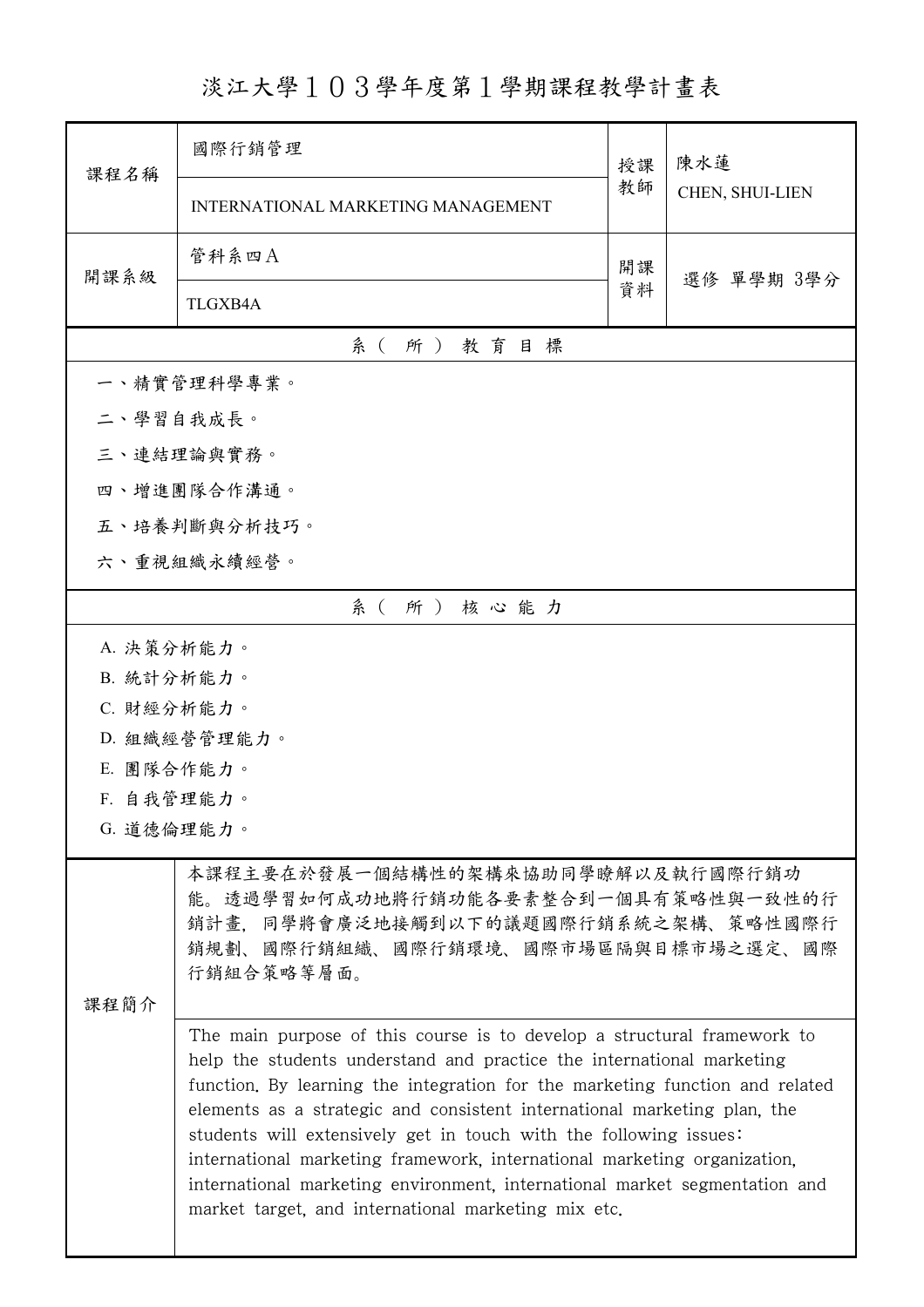# 淡江大學１０３學年度第１學期課程教學計畫表

| 課程名稱 | 國際行銷管理<br>INTERNATIONAL MARKETING MANAGEMENT | 授課教師 | 陳水蓮<br>CHEN, SHUI-LIEN |
| --- | --- | --- | --- |
| 開課系級 | 管科系四Ａ<br>TLGXB4A | 開課資料 | 選修 單學期 3學分 |

## 系（所）教育目標

一、精實管理科學專業。

二、學習自我成長。

三、連結理論與實務。

四、增進團隊合作溝通。

五、培養判斷與分析技巧。

六、重視組織永續經營。

## 系（所）核心能力

A. 決策分析能力。

B. 統計分析能力。

C. 財經分析能力。

D. 組織經營管理能力。

E. 團隊合作能力。

F. 自我管理能力。

G. 道德倫理能力。

## 課程簡介

本課程主要在於發展一個結構性的架構來協助同學瞭解以及執行國際行銷功能。透過學習如何成功地將行銷功能各要素整合到一個具有策略性與一致性的行銷計畫，同學將會廣泛地接觸到以下的議題國際行銷系統之架構、策略性國際行銷規劃、國際行銷組織、國際行銷環境、國際市場區隔與目標市場之選定、國際行銷組合策略等層面。

The main purpose of this course is to develop a structural framework to help the students understand and practice the international marketing function. By learning the integration for the marketing function and related elements as a strategic and consistent international marketing plan, the students will extensively get in touch with the following issues: international marketing framework, international marketing organization, international marketing environment, international market segmentation and market target, and international marketing mix etc.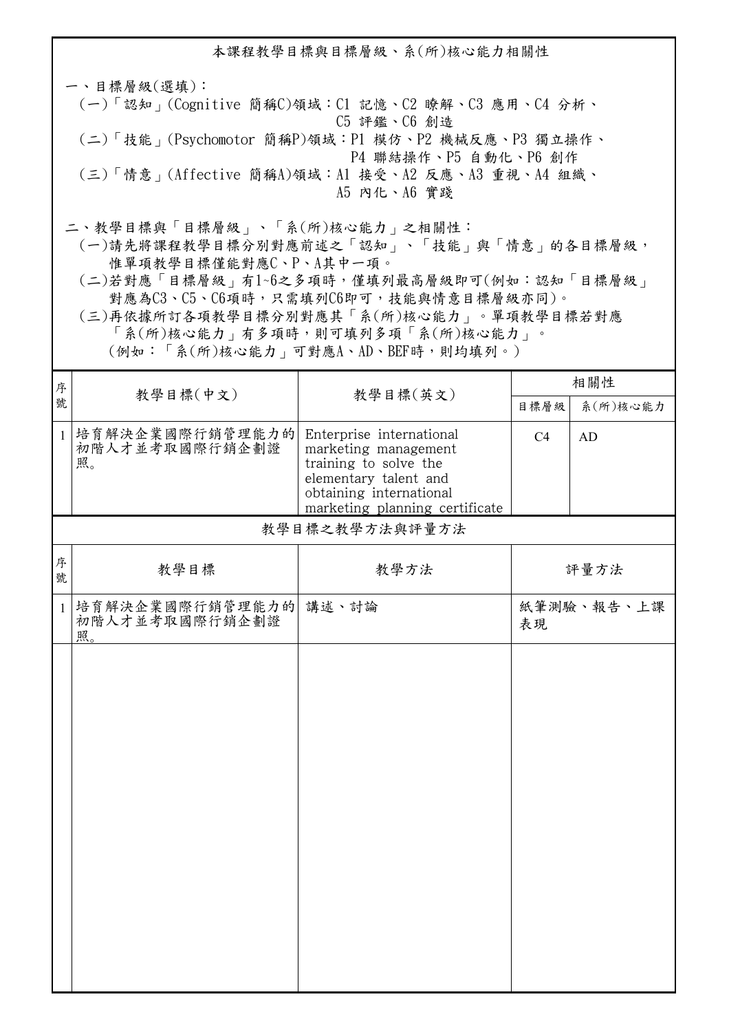## 本課程教學目標與目標層級、系(所)核心能力相關性

一、目標層級(選填)：
(一)「認知」(Cognitive 簡稱C)領域：C1 記憶、C2 瞭解、C3 應用、C4 分析、C5 評鑑、C6 創造
(二)「技能」(Psychomotor 簡稱P)領域：P1 模仿、P2 機械反應、P3 獨立操作、P4 聯結操作、P5 自動化、P6 創作
(三)「情意」(Affective 簡稱A)領域：A1 接受、A2 反應、A3 重視、A4 組織、A5 內化、A6 實踐

二、教學目標與「目標層級」、「系(所)核心能力」之相關性：
(一)請先將課程教學目標分別對應前述之「認知」、「技能」與「情意」的各目標層級，惟單項教學目標僅能對應C、P、A其中一項。
(二)若對應「目標層級」有1~6之多項時，僅填列最高層級即可(例如：認知「目標層級」對應為C3、C5、C6項時，只需填列C6即可，技能與情意目標層級亦同)。
(三)再依據所訂各項教學目標分別對應其「系(所)核心能力」。單項教學目標若對應「系(所)核心能力」有多項時，則可填列多項「系(所)核心能力」。
(例如：「系(所)核心能力」可對應A、AD、BEF時，則均填列。)

| 序號 | 教學目標(中文) | 教學目標(英文) | 相關性 | |
|---|---|---|---|---|
| | | | 目標層級 | 系(所)核心能力 |
| 1 | 培育解決企業國際行銷管理能力的初階人才並考取國際行銷企劃證照。 | Enterprise international marketing management training to solve the elementary talent and obtaining international marketing planning certificate | C4 | AD |

## 教學目標之教學方法與評量方法

| 序號 | 教學目標 | 教學方法 | 評量方法 |
|---|---|---|---|
| 1 | 培育解決企業國際行銷管理能力的初階人才並考取國際行銷企劃證照。 | 講述、討論 | 紙筆測驗、報告、上課表現 |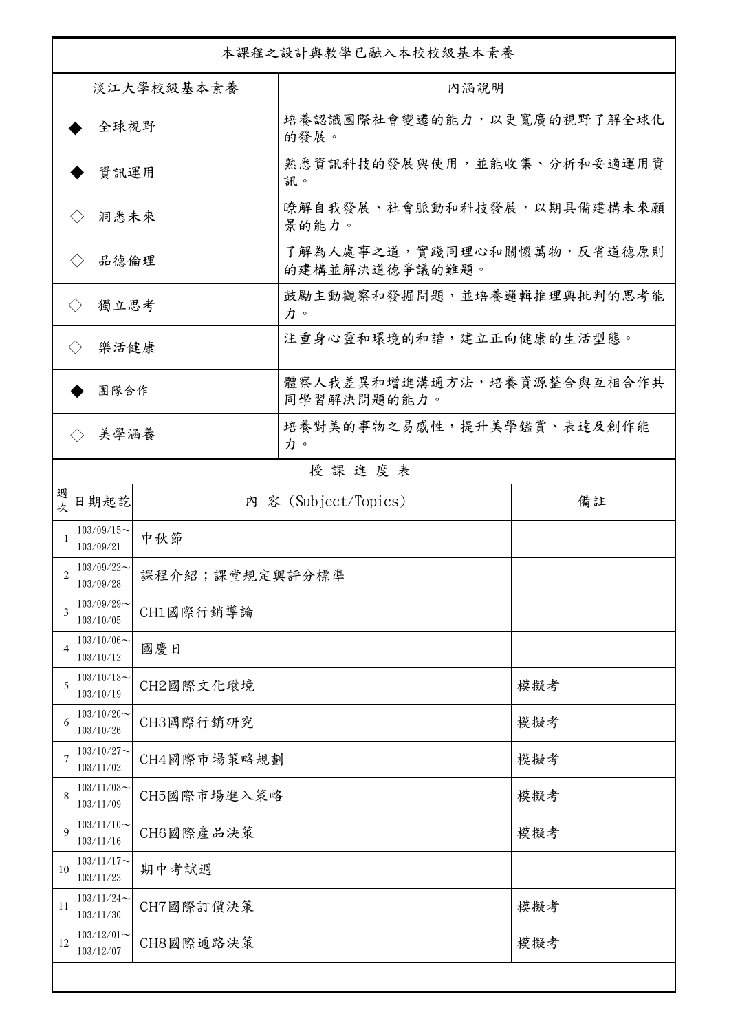本課程之設計與教學已融入本校校級基本素養

| 淡江大學校級基本素養 | 內涵說明 |
| --- | --- |
| ◆ 全球視野 | 培養認識國際社會變遷的能力，以更寬廣的視野了解全球化的發展。 |
| ◆ 資訊運用 | 熟悉資訊科技的發展與使用，並能收集、分析和妥適運用資訊。 |
| ◇ 洞悉未來 | 瞭解自我發展、社會脈動和科技發展，以期具備建構未來願景的能力。 |
| ◇ 品德倫理 | 了解為人處事之道，實踐同理心和關懷萬物，反省道德原則的建構並解決道德爭議的難題。 |
| ◇ 獨立思考 | 鼓勵主動觀察和發掘問題，並培養邏輯推理與批判的思考能力。 |
| ◇ 樂活健康 | 注重身心靈和環境的和諧，建立正向健康的生活型態。 |
| ◆ 團隊合作 | 體察人我差異和增進溝通方法，培養資源整合與互相合作共同學習解決問題的能力。 |
| ◇ 美學涵養 | 培養對美的事物之易感性，提升美學鑑賞、表達及創作能力。 |

授 課 進 度 表

| 週次 | 日期起訖 | 內 容 (Subject/Topics) | 備註 |
| --- | --- | --- | --- |
| 1 | 103/09/15～103/09/21 | 中秋節 | |
| 2 | 103/09/22～103/09/28 | 課程介紹；課堂規定與評分標準 | |
| 3 | 103/09/29～103/10/05 | CH1國際行銷導論 | |
| 4 | 103/10/06～103/10/12 | 國慶日 | |
| 5 | 103/10/13～103/10/19 | CH2國際文化環境 | 模擬考 |
| 6 | 103/10/20～103/10/26 | CH3國際行銷研究 | 模擬考 |
| 7 | 103/10/27～103/11/02 | CH4國際市場策略規劃 | 模擬考 |
| 8 | 103/11/03～103/11/09 | CH5國際市場進入策略 | 模擬考 |
| 9 | 103/11/10～103/11/16 | CH6國際產品決策 | 模擬考 |
| 10 | 103/11/17～103/11/23 | 期中考試週 | |
| 11 | 103/11/24～103/11/30 | CH7國際訂價決策 | 模擬考 |
| 12 | 103/12/01～103/12/07 | CH8國際通路決策 | 模擬考 |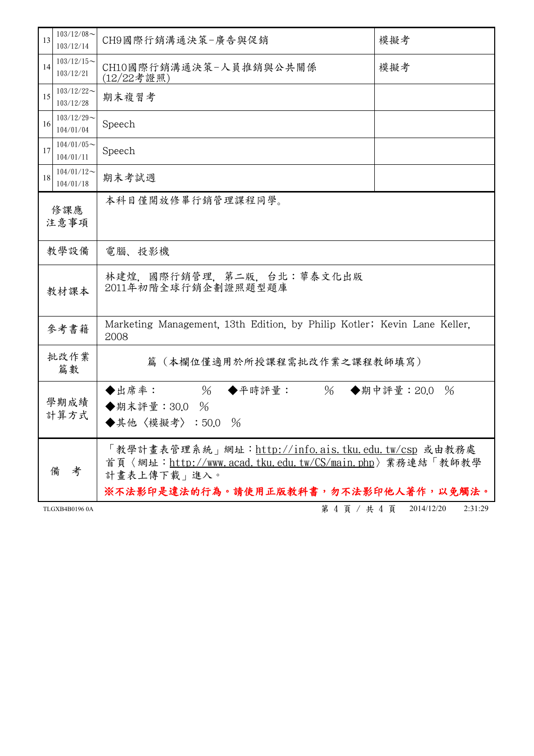| | | | |
|---|---|---|---|
| 13 | 103/12/08～<br>103/12/14 | CH9國際行銷溝通決策－廣告與促銷 | 模擬考 |
| 14 | 103/12/15～<br>103/12/21 | CH10國際行銷溝通決策－人員推銷與公共關係<br>(12/22考證照) | 模擬考 |
| 15 | 103/12/22～<br>103/12/28 | 期末複習考 | |
| 16 | 103/12/29～<br>104/01/04 | Speech | |
| 17 | 104/01/05～<br>104/01/11 | Speech | |
| 18 | 104/01/12～<br>104/01/18 | 期末考試週 | |

| | |
|---|---|
| 修課應<br>注意事項 | 本科目僅開放修畢行銷管理課程同學。 |
| 教學設備 | 電腦、投影機 |
| 教材課本 | 林建煌，國際行銷管理，第二版，台北：華泰文化出版<br>2011年初階全球行銷企劃證照題型題庫 |
| 參考書籍 | Marketing Management, 13th Edition, by Philip Kotler; Kevin Lane Keller, 2008 |
| 批改作業<br>篇數 | 篇（本欄位僅適用於所授課程需批改作業之課程教師填寫） |
| 學期成績<br>計算方式 | ◆出席率： %　◆平時評量： %　◆期中評量：20.0 %<br>◆期末評量：30.0 %<br>◆其他〈模擬考〉：50.0 % |
| 備　考 | 「教學計畫表管理系統」網址：http://info.ais.tku.edu.tw/csp 或由教務處首頁〈網址：http://www.acad.tku.edu.tw/CS/main.php〉業務連結「教師教學計畫表上傳下載」進入。<br>**※不法影印是違法的行為。請使用正版教科書，勿不法影印他人著作，以免觸法。** |

TLGXB4B0196 0A　　2014/12/20　2:31:29